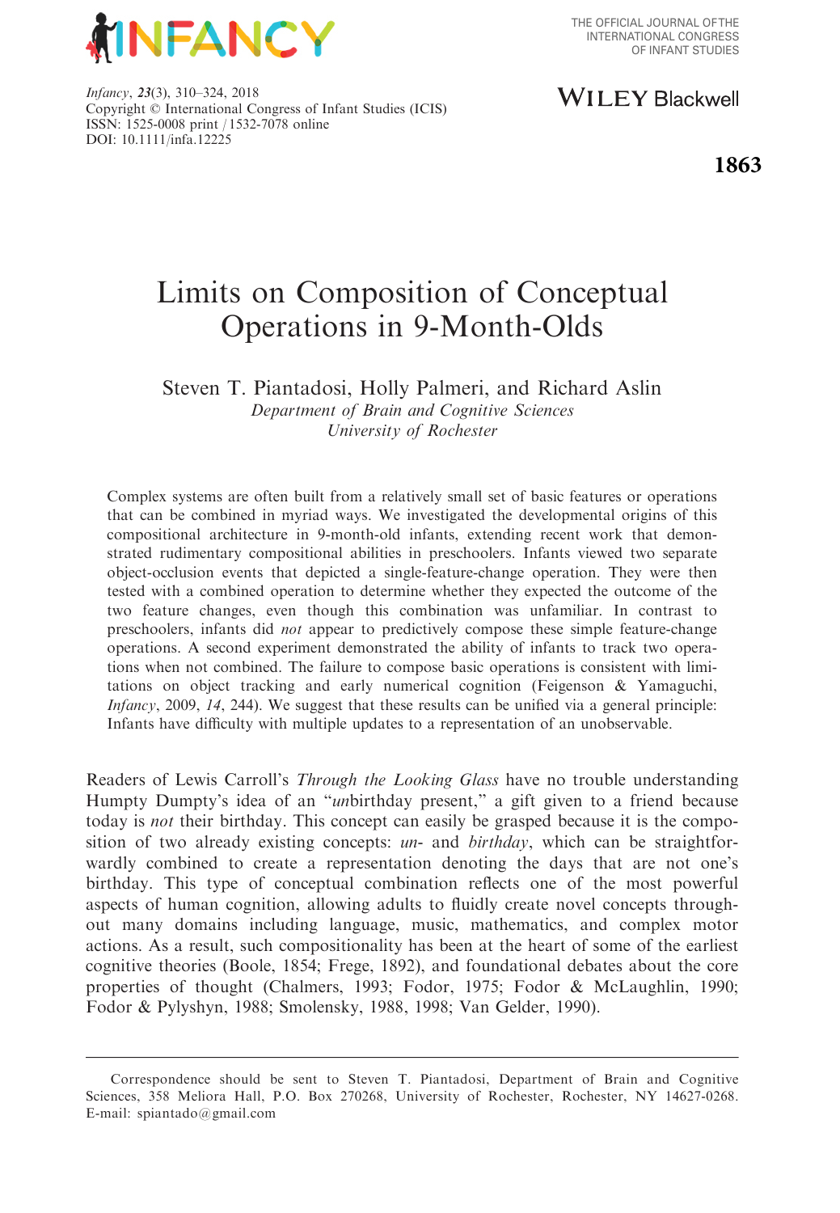# Limits on Composition of Conceptual Operations in 9-Month-Olds

Steven T. Piantadosi, Holly Palmeri, and Richard Aslin
*Department of Brain and Cognitive Sciences*
*University of Rochester*

Complex systems are often built from a relatively small set of basic features or operations that can be combined in myriad ways. We investigated the developmental origins of this compositional architecture in 9-month-old infants, extending recent work that demonstrated rudimentary compositional abilities in preschoolers. Infants viewed two separate object-occlusion events that depicted a single-feature-change operation. They were then tested with a combined operation to determine whether they expected the outcome of the two feature changes, even though this combination was unfamiliar. In contrast to preschoolers, infants did *not* appear to predictively compose these simple feature-change operations. A second experiment demonstrated the ability of infants to track two operations when not combined. The failure to compose basic operations is consistent with limitations on object tracking and early numerical cognition (Feigenson & Yamaguchi, *Infancy*, 2009, *14*, 244). We suggest that these results can be unified via a general principle: Infants have difficulty with multiple updates to a representation of an unobservable.

Readers of Lewis Carroll's *Through the Looking Glass* have no trouble understanding Humpty Dumpty's idea of an "*un*birthday present," a gift given to a friend because today is *not* their birthday. This concept can easily be grasped because it is the composition of two already existing concepts: *un-* and *birthday*, which can be straightforwardly combined to create a representation denoting the days that are not one's birthday. This type of conceptual combination reflects one of the most powerful aspects of human cognition, allowing adults to fluidly create novel concepts throughout many domains including language, music, mathematics, and complex motor actions. As a result, such compositionality has been at the heart of some of the earliest cognitive theories (Boole, 1854; Frege, 1892), and foundational debates about the core properties of thought (Chalmers, 1993; Fodor, 1975; Fodor & McLaughlin, 1990; Fodor & Pylyshyn, 1988; Smolensky, 1988, 1998; Van Gelder, 1990).

---

Correspondence should be sent to Steven T. Piantadosi, Department of Brain and Cognitive Sciences, 358 Meliora Hall, P.O. Box 270268, University of Rochester, Rochester, NY 14627-0268. E-mail: spiantado@gmail.com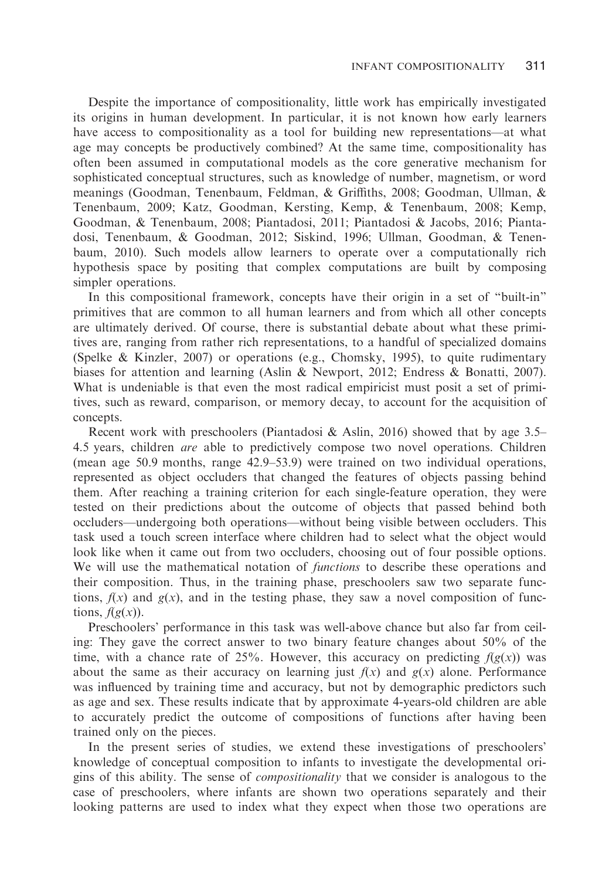Despite the importance of compositionality, little work has empirically investigated its origins in human development. In particular, it is not known how early learners have access to compositionality as a tool for building new representations—at what age may concepts be productively combined? At the same time, compositionality has often been assumed in computational models as the core generative mechanism for sophisticated conceptual structures, such as knowledge of number, magnetism, or word meanings (Goodman, Tenenbaum, Feldman, & Griffiths, 2008; Goodman, Ullman, & Tenenbaum, 2009; Katz, Goodman, Kersting, Kemp, & Tenenbaum, 2008; Kemp, Goodman, & Tenenbaum, 2008; Piantadosi, 2011; Piantadosi & Jacobs, 2016; Piantadosi, Tenenbaum, & Goodman, 2012; Siskind, 1996; Ullman, Goodman, & Tenenbaum, 2010). Such models allow learners to operate over a computationally rich hypothesis space by positing that complex computations are built by composing simpler operations.

In this compositional framework, concepts have their origin in a set of "built-in" primitives that are common to all human learners and from which all other concepts are ultimately derived. Of course, there is substantial debate about what these primitives are, ranging from rather rich representations, to a handful of specialized domains (Spelke & Kinzler, 2007) or operations (e.g., Chomsky, 1995), to quite rudimentary biases for attention and learning (Aslin & Newport, 2012; Endress & Bonatti, 2007). What is undeniable is that even the most radical empiricist must posit a set of primitives, such as reward, comparison, or memory decay, to account for the acquisition of concepts.

Recent work with preschoolers (Piantadosi & Aslin, 2016) showed that by age 3.5–4.5 years, children *are* able to predictively compose two novel operations. Children (mean age 50.9 months, range 42.9–53.9) were trained on two individual operations, represented as object occluders that changed the features of objects passing behind them. After reaching a training criterion for each single-feature operation, they were tested on their predictions about the outcome of objects that passed behind both occluders—undergoing both operations—without being visible between occluders. This task used a touch screen interface where children had to select what the object would look like when it came out from two occluders, choosing out of four possible options. We will use the mathematical notation of *functions* to describe these operations and their composition. Thus, in the training phase, preschoolers saw two separate functions, $f(x)$ and $g(x)$, and in the testing phase, they saw a novel composition of functions, $f(g(x))$.

Preschoolers' performance in this task was well-above chance but also far from ceiling: They gave the correct answer to two binary feature changes about 50% of the time, with a chance rate of 25%. However, this accuracy on predicting $f(g(x))$ was about the same as their accuracy on learning just $f(x)$ and $g(x)$ alone. Performance was influenced by training time and accuracy, but not by demographic predictors such as age and sex. These results indicate that by approximate 4-years-old children are able to accurately predict the outcome of compositions of functions after having been trained only on the pieces.

In the present series of studies, we extend these investigations of preschoolers' knowledge of conceptual composition to infants to investigate the developmental origins of this ability. The sense of *compositionality* that we consider is analogous to the case of preschoolers, where infants are shown two operations separately and their looking patterns are used to index what they expect when those two operations are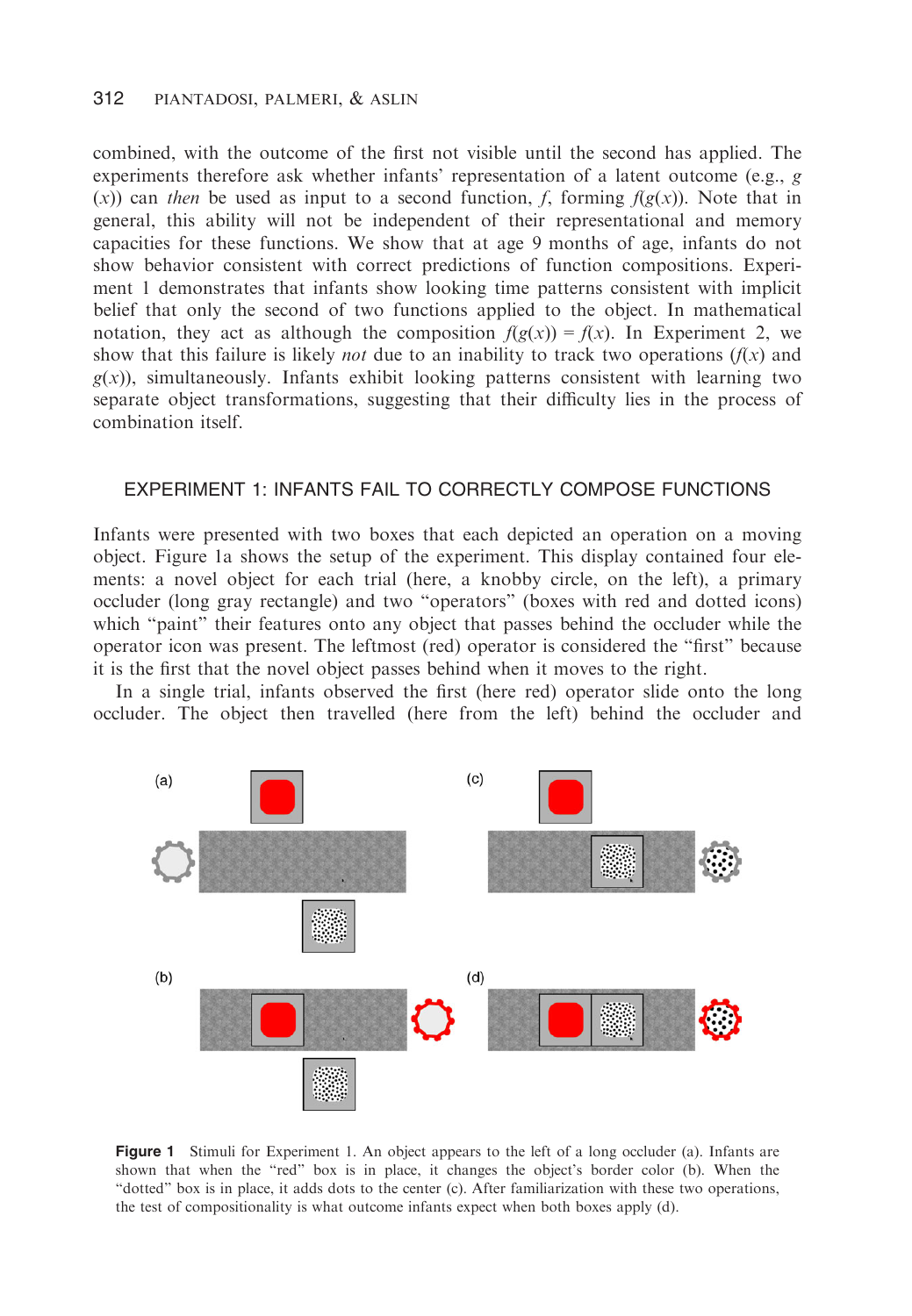combined, with the outcome of the first not visible until the second has applied. The experiments therefore ask whether infants' representation of a latent outcome (e.g., $g(x)$) can *then* be used as input to a second function, $f$, forming $f(g(x))$. Note that in general, this ability will not be independent of their representational and memory capacities for these functions. We show that at age 9 months of age, infants do not show behavior consistent with correct predictions of function compositions. Experiment 1 demonstrates that infants show looking time patterns consistent with implicit belief that only the second of two functions applied to the object. In mathematical notation, they act as although the composition $f(g(x)) = f(x)$. In Experiment 2, we show that this failure is likely *not* due to an inability to track two operations ($f(x)$ and $g(x)$), simultaneously. Infants exhibit looking patterns consistent with learning two separate object transformations, suggesting that their difficulty lies in the process of combination itself.

## EXPERIMENT 1: INFANTS FAIL TO CORRECTLY COMPOSE FUNCTIONS

Infants were presented with two boxes that each depicted an operation on a moving object. Figure 1a shows the setup of the experiment. This display contained four elements: a novel object for each trial (here, a knobby circle, on the left), a primary occluder (long gray rectangle) and two "operators" (boxes with red and dotted icons) which "paint" their features onto any object that passes behind the occluder while the operator icon was present. The leftmost (red) operator is considered the "first" because it is the first that the novel object passes behind when it moves to the right.

In a single trial, infants observed the first (here red) operator slide onto the long occluder. The object then travelled (here from the left) behind the occluder and

(a)

(b)

(c)

(d)

**Figure 1** Stimuli for Experiment 1. An object appears to the left of a long occluder (a). Infants are shown that when the "red" box is in place, it changes the object's border color (b). When the "dotted" box is in place, it adds dots to the center (c). After familiarization with these two operations, the test of compositionality is what outcome infants expect when both boxes apply (d).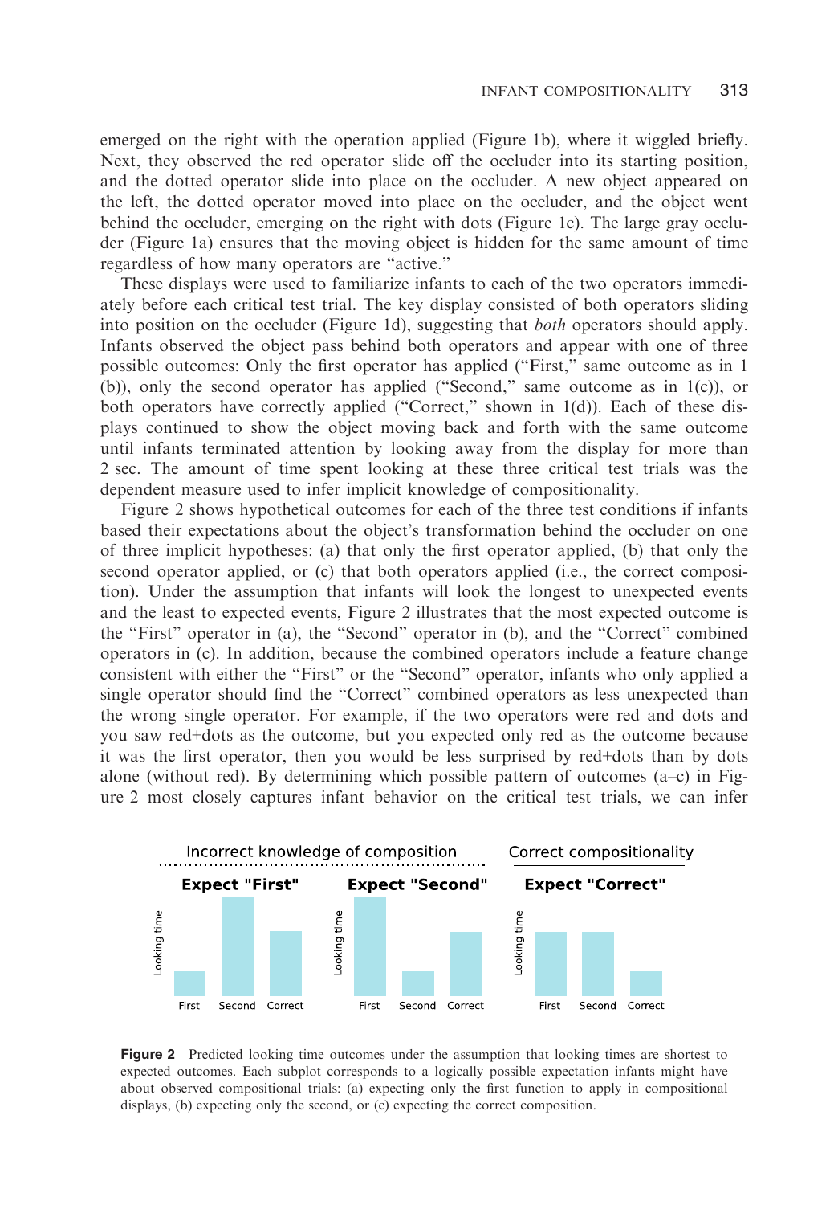emerged on the right with the operation applied (Figure 1b), where it wiggled briefly. Next, they observed the red operator slide off the occluder into its starting position, and the dotted operator slide into place on the occluder. A new object appeared on the left, the dotted operator moved into place on the occluder, and the object went behind the occluder, emerging on the right with dots (Figure 1c). The large gray occluder (Figure 1a) ensures that the moving object is hidden for the same amount of time regardless of how many operators are "active."

These displays were used to familiarize infants to each of the two operators immediately before each critical test trial. The key display consisted of both operators sliding into position on the occluder (Figure 1d), suggesting that *both* operators should apply. Infants observed the object pass behind both operators and appear with one of three possible outcomes: Only the first operator has applied ("First," same outcome as in 1 (b)), only the second operator has applied ("Second," same outcome as in 1(c)), or both operators have correctly applied ("Correct," shown in 1(d)). Each of these displays continued to show the object moving back and forth with the same outcome until infants terminated attention by looking away from the display for more than 2 sec. The amount of time spent looking at these three critical test trials was the dependent measure used to infer implicit knowledge of compositionality.

Figure 2 shows hypothetical outcomes for each of the three test conditions if infants based their expectations about the object's transformation behind the occluder on one of three implicit hypotheses: (a) that only the first operator applied, (b) that only the second operator applied, or (c) that both operators applied (i.e., the correct composition). Under the assumption that infants will look the longest to unexpected events and the least to expected events, Figure 2 illustrates that the most expected outcome is the "First" operator in (a), the "Second" operator in (b), and the "Correct" combined operators in (c). In addition, because the combined operators include a feature change consistent with either the "First" or the "Second" operator, infants who only applied a single operator should find the "Correct" combined operators as less unexpected than the wrong single operator. For example, if the two operators were red and dots and you saw red+dots as the outcome, but you expected only red as the outcome because it was the first operator, then you would be less surprised by red+dots than by dots alone (without red). By determining which possible pattern of outcomes (a–c) in Figure 2 most closely captures infant behavior on the critical test trials, we can infer

Incorrect knowledge of composition
Correct compositionality

Expect "First"
Looking time
First Second Correct

Expect "Second"
Looking time
First Second Correct

Expect "Correct"
Looking time
First Second Correct

**Figure 2** Predicted looking time outcomes under the assumption that looking times are shortest to expected outcomes. Each subplot corresponds to a logically possible expectation infants might have about observed compositional trials: (a) expecting only the first function to apply in compositional displays, (b) expecting only the second, or (c) expecting the correct composition.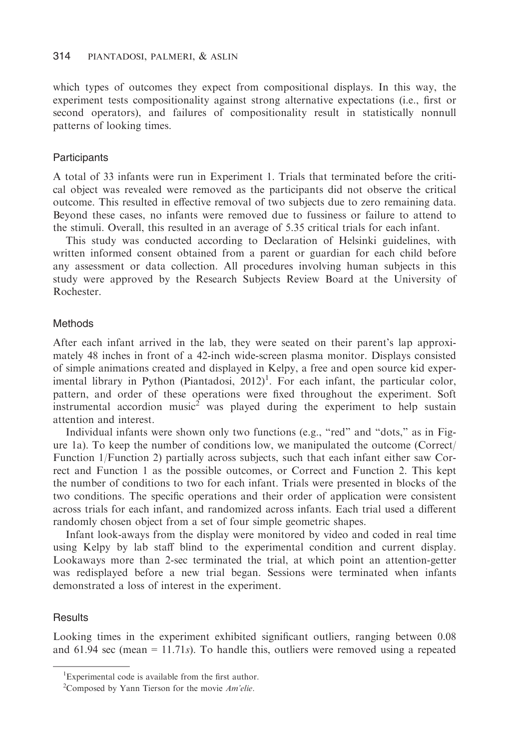which types of outcomes they expect from compositional displays. In this way, the experiment tests compositionality against strong alternative expectations (i.e., first or second operators), and failures of compositionality result in statistically nonnull patterns of looking times.

### Participants

A total of 33 infants were run in Experiment 1. Trials that terminated before the critical object was revealed were removed as the participants did not observe the critical outcome. This resulted in effective removal of two subjects due to zero remaining data. Beyond these cases, no infants were removed due to fussiness or failure to attend to the stimuli. Overall, this resulted in an average of 5.35 critical trials for each infant.

This study was conducted according to Declaration of Helsinki guidelines, with written informed consent obtained from a parent or guardian for each child before any assessment or data collection. All procedures involving human subjects in this study were approved by the Research Subjects Review Board at the University of Rochester.

### Methods

After each infant arrived in the lab, they were seated on their parent's lap approximately 48 inches in front of a 42-inch wide-screen plasma monitor. Displays consisted of simple animations created and displayed in Kelpy, a free and open source kid experimental library in Python (Piantadosi, 2012)[1]. For each infant, the particular color, pattern, and order of these operations were fixed throughout the experiment. Soft instrumental accordion music[2] was played during the experiment to help sustain attention and interest.

Individual infants were shown only two functions (e.g., "red" and "dots," as in Figure 1a). To keep the number of conditions low, we manipulated the outcome (Correct/Function 1/Function 2) partially across subjects, such that each infant either saw Correct and Function 1 as the possible outcomes, or Correct and Function 2. This kept the number of conditions to two for each infant. Trials were presented in blocks of the two conditions. The specific operations and their order of application were consistent across trials for each infant, and randomized across infants. Each trial used a different randomly chosen object from a set of four simple geometric shapes.

Infant look-aways from the display were monitored by video and coded in real time using Kelpy by lab staff blind to the experimental condition and current display. Lookaways more than 2-sec terminated the trial, at which point an attention-getter was redisplayed before a new trial began. Sessions were terminated when infants demonstrated a loss of interest in the experiment.

### Results

Looking times in the experiment exhibited significant outliers, ranging between 0.08 and 61.94 sec (mean = 11.71*s*). To handle this, outliers were removed using a repeated

[1] Experimental code is available from the first author.

[2] Composed by Yann Tierson for the movie *Am'elie*.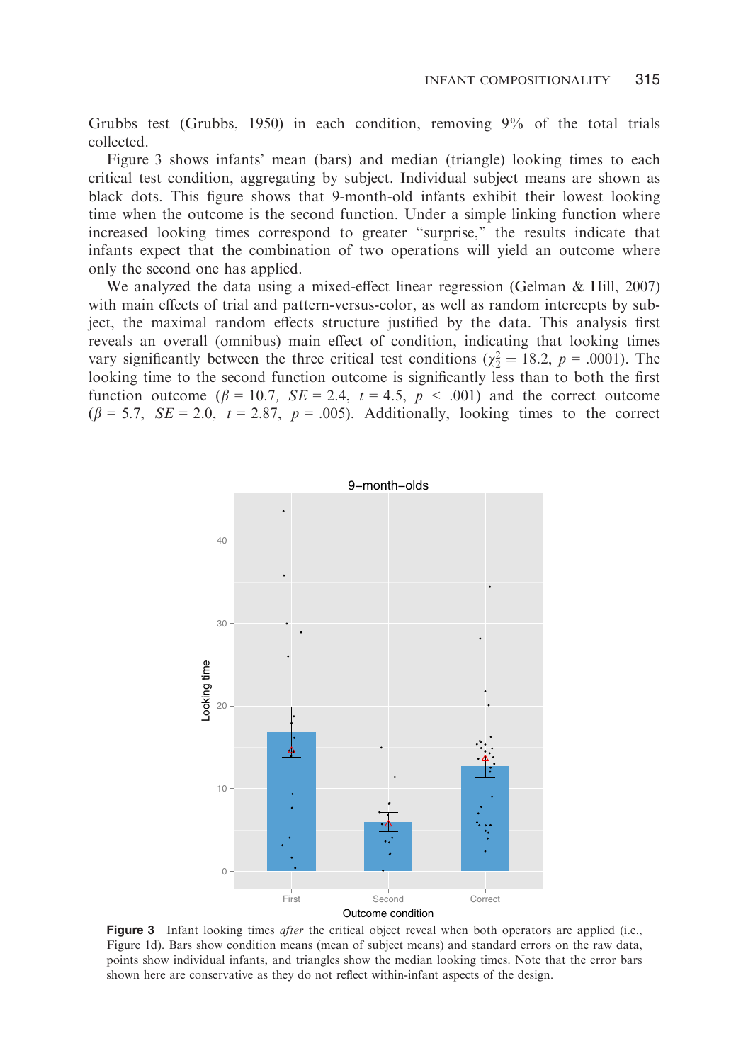Grubbs test (Grubbs, 1950) in each condition, removing 9% of the total trials collected.

Figure 3 shows infants' mean (bars) and median (triangle) looking times to each critical test condition, aggregating by subject. Individual subject means are shown as black dots. This figure shows that 9-month-old infants exhibit their lowest looking time when the outcome is the second function. Under a simple linking function where increased looking times correspond to greater "surprise," the results indicate that infants expect that the combination of two operations will yield an outcome where only the second one has applied.

We analyzed the data using a mixed-effect linear regression (Gelman & Hill, 2007) with main effects of trial and pattern-versus-color, as well as random intercepts by subject, the maximal random effects structure justified by the data. This analysis first reveals an overall (omnibus) main effect of condition, indicating that looking times vary significantly between the three critical test conditions ($\chi^2_2 = 18.2$, $p = .0001$). The looking time to the second function outcome is significantly less than to both the first function outcome ($\beta = 10.7$, $SE = 2.4$, $t = 4.5$, $p < .001$) and the correct outcome ($\beta = 5.7$, $SE = 2.0$, $t = 2.87$, $p = .005$). Additionally, looking times to the correct

9−month−olds

Looking time

0
10
20
30
40

First
Second
Correct

Outcome condition

**Figure 3** Infant looking times *after* the critical object reveal when both operators are applied (i.e., Figure 1d). Bars show condition means (mean of subject means) and standard errors on the raw data, points show individual infants, and triangles show the median looking times. Note that the error bars shown here are conservative as they do not reflect within-infant aspects of the design.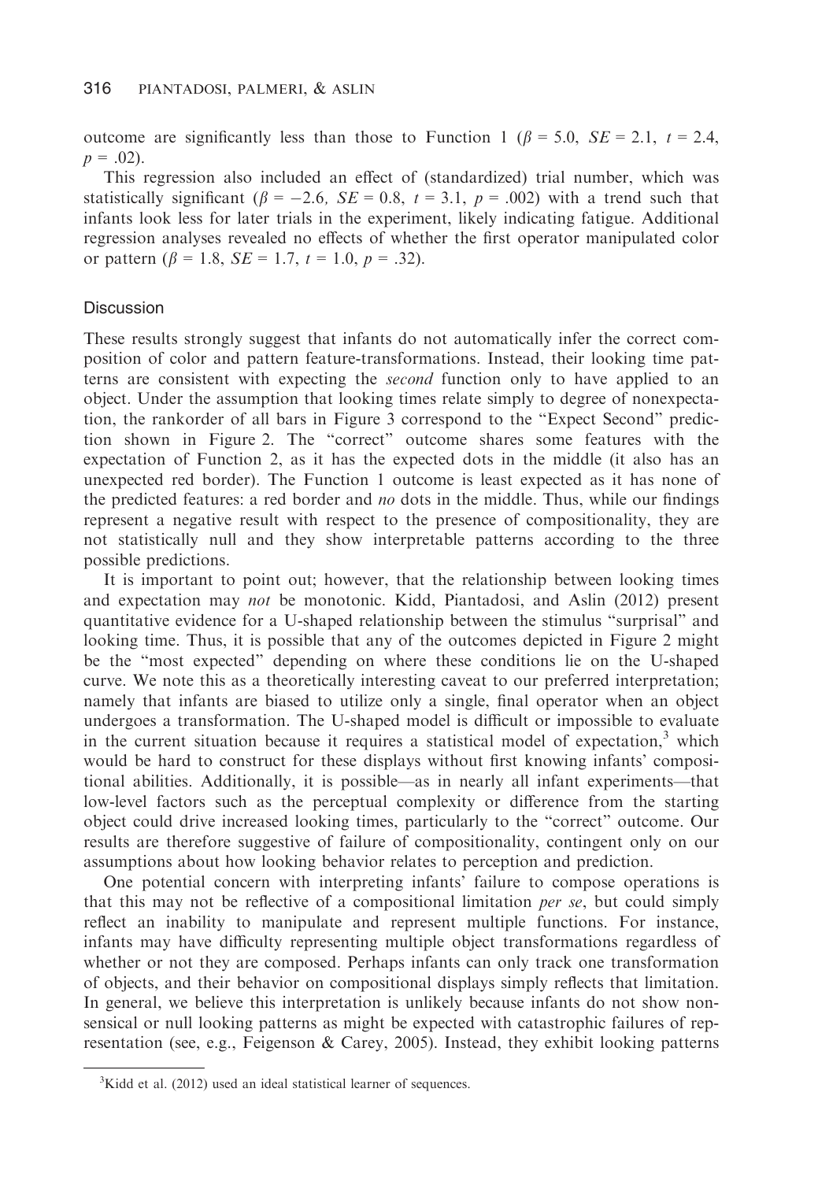outcome are significantly less than those to Function 1 ($\beta$ = 5.0, $SE$ = 2.1, $t$ = 2.4, $p$ = .02).

This regression also included an effect of (standardized) trial number, which was statistically significant ($\beta$ = −2.6, $SE$ = 0.8, $t$ = 3.1, $p$ = .002) with a trend such that infants look less for later trials in the experiment, likely indicating fatigue. Additional regression analyses revealed no effects of whether the first operator manipulated color or pattern ($\beta$ = 1.8, $SE$ = 1.7, $t$ = 1.0, $p$ = .32).

### Discussion

These results strongly suggest that infants do not automatically infer the correct composition of color and pattern feature-transformations. Instead, their looking time patterns are consistent with expecting the *second* function only to have applied to an object. Under the assumption that looking times relate simply to degree of nonexpectation, the rankorder of all bars in Figure 3 correspond to the "Expect Second" prediction shown in Figure 2. The "correct" outcome shares some features with the expectation of Function 2, as it has the expected dots in the middle (it also has an unexpected red border). The Function 1 outcome is least expected as it has none of the predicted features: a red border and *no* dots in the middle. Thus, while our findings represent a negative result with respect to the presence of compositionality, they are not statistically null and they show interpretable patterns according to the three possible predictions.

It is important to point out; however, that the relationship between looking times and expectation may *not* be monotonic. Kidd, Piantadosi, and Aslin (2012) present quantitative evidence for a U-shaped relationship between the stimulus "surprisal" and looking time. Thus, it is possible that any of the outcomes depicted in Figure 2 might be the "most expected" depending on where these conditions lie on the U-shaped curve. We note this as a theoretically interesting caveat to our preferred interpretation; namely that infants are biased to utilize only a single, final operator when an object undergoes a transformation. The U-shaped model is difficult or impossible to evaluate in the current situation because it requires a statistical model of expectation,[3] which would be hard to construct for these displays without first knowing infants' compositional abilities. Additionally, it is possible—as in nearly all infant experiments—that low-level factors such as the perceptual complexity or difference from the starting object could drive increased looking times, particularly to the "correct" outcome. Our results are therefore suggestive of failure of compositionality, contingent only on our assumptions about how looking behavior relates to perception and prediction.

One potential concern with interpreting infants' failure to compose operations is that this may not be reflective of a compositional limitation *per se*, but could simply reflect an inability to manipulate and represent multiple functions. For instance, infants may have difficulty representing multiple object transformations regardless of whether or not they are composed. Perhaps infants can only track one transformation of objects, and their behavior on compositional displays simply reflects that limitation. In general, we believe this interpretation is unlikely because infants do not show nonsensical or null looking patterns as might be expected with catastrophic failures of representation (see, e.g., Feigenson & Carey, 2005). Instead, they exhibit looking patterns

[3] Kidd et al. (2012) used an ideal statistical learner of sequences.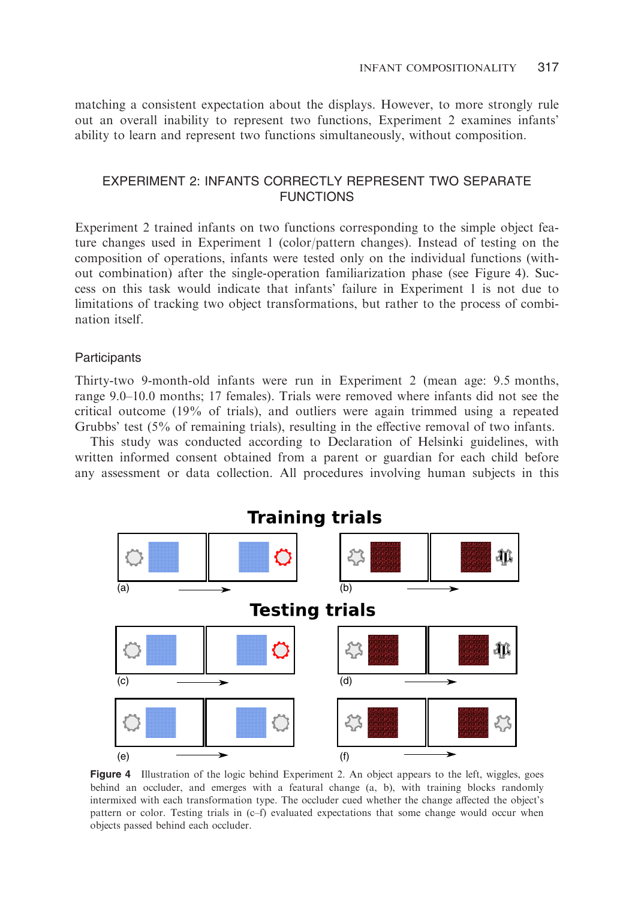matching a consistent expectation about the displays. However, to more strongly rule out an overall inability to represent two functions, Experiment 2 examines infants' ability to learn and represent two functions simultaneously, without composition.

## EXPERIMENT 2: INFANTS CORRECTLY REPRESENT TWO SEPARATE FUNCTIONS

Experiment 2 trained infants on two functions corresponding to the simple object feature changes used in Experiment 1 (color/pattern changes). Instead of testing on the composition of operations, infants were tested only on the individual functions (without combination) after the single-operation familiarization phase (see Figure 4). Success on this task would indicate that infants' failure in Experiment 1 is not due to limitations of tracking two object transformations, but rather to the process of combination itself.

### Participants

Thirty-two 9-month-old infants were run in Experiment 2 (mean age: 9.5 months, range 9.0–10.0 months; 17 females). Trials were removed where infants did not see the critical outcome (19% of trials), and outliers were again trimmed using a repeated Grubbs' test (5% of remaining trials), resulting in the effective removal of two infants.

This study was conducted according to Declaration of Helsinki guidelines, with written informed consent obtained from a parent or guardian for each child before any assessment or data collection. All procedures involving human subjects in this

**Figure 4** Illustration of the logic behind Experiment 2. An object appears to the left, wiggles, goes behind an occluder, and emerges with a featural change (a, b), with training blocks randomly intermixed with each transformation type. The occluder cued whether the change affected the object's pattern or color. Testing trials in (c–f) evaluated expectations that some change would occur when objects passed behind each occluder.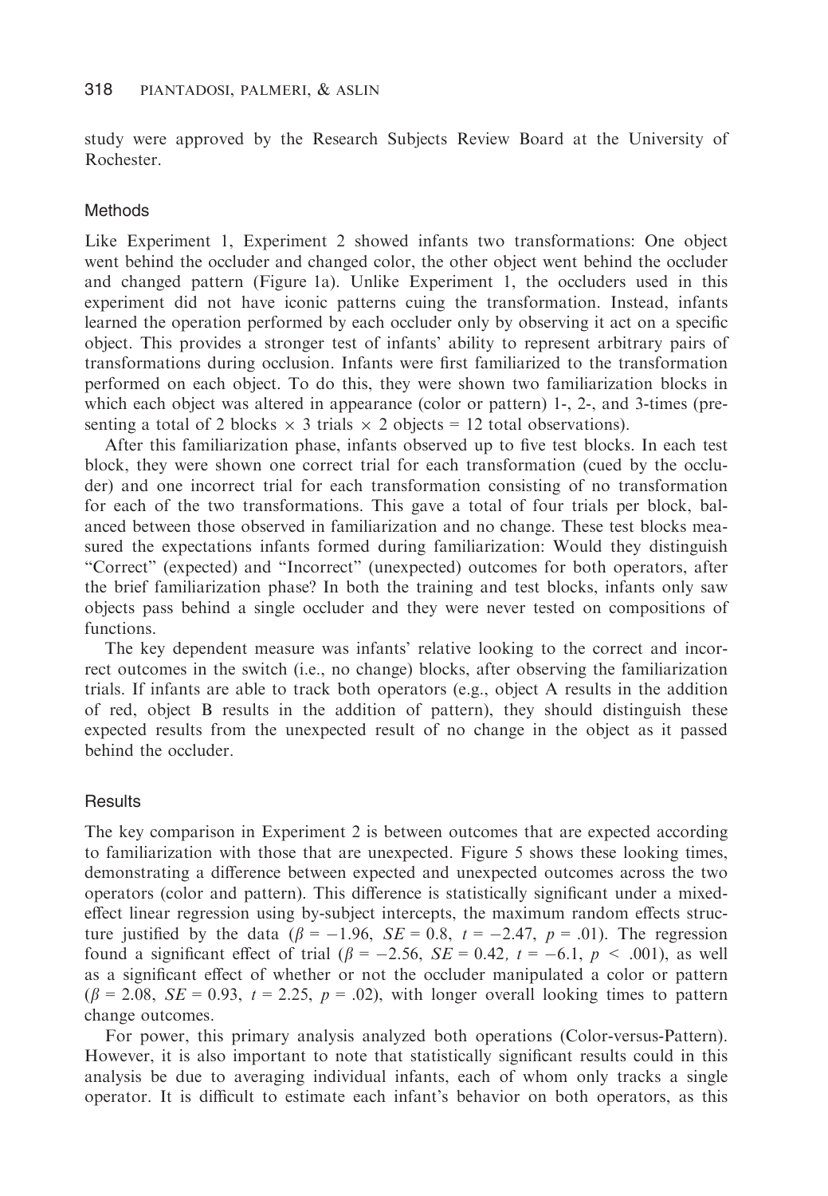study were approved by the Research Subjects Review Board at the University of Rochester.

### Methods

Like Experiment 1, Experiment 2 showed infants two transformations: One object went behind the occluder and changed color, the other object went behind the occluder and changed pattern (Figure 1a). Unlike Experiment 1, the occluders used in this experiment did not have iconic patterns cuing the transformation. Instead, infants learned the operation performed by each occluder only by observing it act on a specific object. This provides a stronger test of infants' ability to represent arbitrary pairs of transformations during occlusion. Infants were first familiarized to the transformation performed on each object. To do this, they were shown two familiarization blocks in which each object was altered in appearance (color or pattern) 1-, 2-, and 3-times (presenting a total of 2 blocks $\times$ 3 trials $\times$ 2 objects = 12 total observations).

After this familiarization phase, infants observed up to five test blocks. In each test block, they were shown one correct trial for each transformation (cued by the occluder) and one incorrect trial for each transformation consisting of no transformation for each of the two transformations. This gave a total of four trials per block, balanced between those observed in familiarization and no change. These test blocks measured the expectations infants formed during familiarization: Would they distinguish "Correct" (expected) and "Incorrect" (unexpected) outcomes for both operators, after the brief familiarization phase? In both the training and test blocks, infants only saw objects pass behind a single occluder and they were never tested on compositions of functions.

The key dependent measure was infants' relative looking to the correct and incorrect outcomes in the switch (i.e., no change) blocks, after observing the familiarization trials. If infants are able to track both operators (e.g., object A results in the addition of red, object B results in the addition of pattern), they should distinguish these expected results from the unexpected result of no change in the object as it passed behind the occluder.

### Results

The key comparison in Experiment 2 is between outcomes that are expected according to familiarization with those that are unexpected. Figure 5 shows these looking times, demonstrating a difference between expected and unexpected outcomes across the two operators (color and pattern). This difference is statistically significant under a mixed-effect linear regression using by-subject intercepts, the maximum random effects structure justified by the data ($\beta = -1.96$, $SE = 0.8$, $t = -2.47$, $p = .01$). The regression found a significant effect of trial ($\beta = -2.56$, $SE = 0.42$, $t = -6.1$, $p < .001$), as well as a significant effect of whether or not the occluder manipulated a color or pattern ($\beta = 2.08$, $SE = 0.93$, $t = 2.25$, $p = .02$), with longer overall looking times to pattern change outcomes.

For power, this primary analysis analyzed both operations (Color-versus-Pattern). However, it is also important to note that statistically significant results could in this analysis be due to averaging individual infants, each of whom only tracks a single operator. It is difficult to estimate each infant's behavior on both operators, as this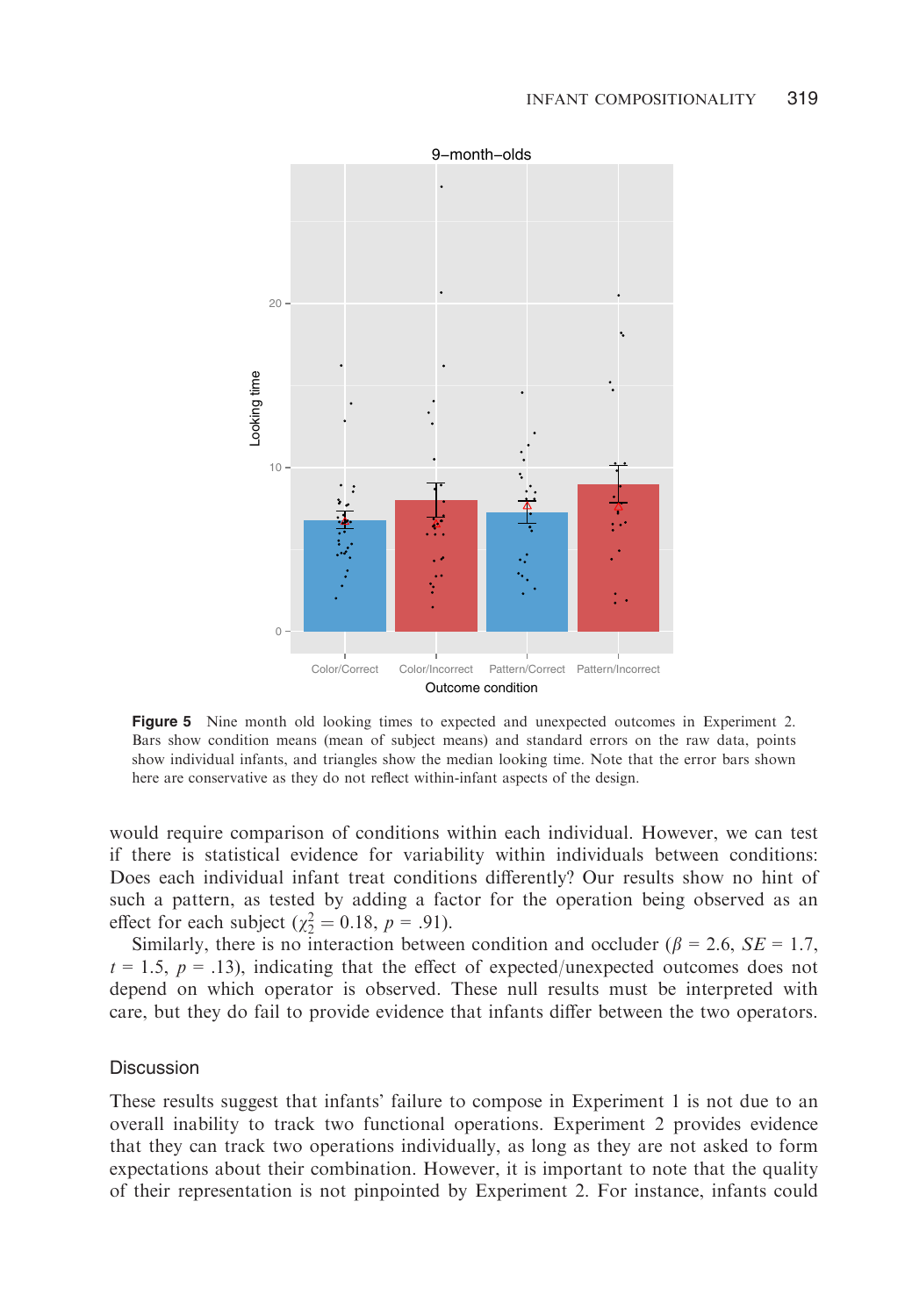9−month−olds

Looking time

0
10
20

Color/Correct
Color/Incorrect
Pattern/Correct
Pattern/Incorrect

Outcome condition

**Figure 5** Nine month old looking times to expected and unexpected outcomes in Experiment 2. Bars show condition means (mean of subject means) and standard errors on the raw data, points show individual infants, and triangles show the median looking time. Note that the error bars shown here are conservative as they do not reflect within-infant aspects of the design.

would require comparison of conditions within each individual. However, we can test if there is statistical evidence for variability within individuals between conditions: Does each individual infant treat conditions differently? Our results show no hint of such a pattern, as tested by adding a factor for the operation being observed as an effect for each subject ($\chi^2_2 = 0.18$, $p = .91$).

Similarly, there is no interaction between condition and occluder ($\beta = 2.6$, $SE = 1.7$, $t = 1.5$, $p = .13$), indicating that the effect of expected/unexpected outcomes does not depend on which operator is observed. These null results must be interpreted with care, but they do fail to provide evidence that infants differ between the two operators.

## Discussion

These results suggest that infants' failure to compose in Experiment 1 is not due to an overall inability to track two functional operations. Experiment 2 provides evidence that they can track two operations individually, as long as they are not asked to form expectations about their combination. However, it is important to note that the quality of their representation is not pinpointed by Experiment 2. For instance, infants could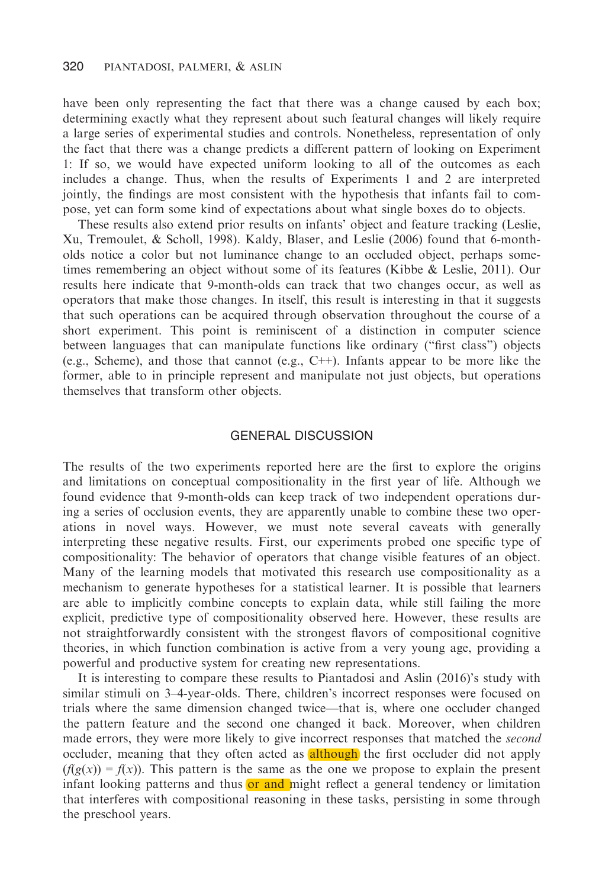have been only representing the fact that there was a change caused by each box; determining exactly what they represent about such featural changes will likely require a large series of experimental studies and controls. Nonetheless, representation of only the fact that there was a change predicts a different pattern of looking on Experiment 1: If so, we would have expected uniform looking to all of the outcomes as each includes a change. Thus, when the results of Experiments 1 and 2 are interpreted jointly, the findings are most consistent with the hypothesis that infants fail to compose, yet can form some kind of expectations about what single boxes do to objects.

These results also extend prior results on infants' object and feature tracking (Leslie, Xu, Tremoulet, & Scholl, 1998). Kaldy, Blaser, and Leslie (2006) found that 6-month-olds notice a color but not luminance change to an occluded object, perhaps sometimes remembering an object without some of its features (Kibbe & Leslie, 2011). Our results here indicate that 9-month-olds can track that two changes occur, as well as operators that make those changes. In itself, this result is interesting in that it suggests that such operations can be acquired through observation throughout the course of a short experiment. This point is reminiscent of a distinction in computer science between languages that can manipulate functions like ordinary ("first class") objects (e.g., Scheme), and those that cannot (e.g., C++). Infants appear to be more like the former, able to in principle represent and manipulate not just objects, but operations themselves that transform other objects.

## GENERAL DISCUSSION

The results of the two experiments reported here are the first to explore the origins and limitations on conceptual compositionality in the first year of life. Although we found evidence that 9-month-olds can keep track of two independent operations during a series of occlusion events, they are apparently unable to combine these two operations in novel ways. However, we must note several caveats with generally interpreting these negative results. First, our experiments probed one specific type of compositionality: The behavior of operators that change visible features of an object. Many of the learning models that motivated this research use compositionality as a mechanism to generate hypotheses for a statistical learner. It is possible that learners are able to implicitly combine concepts to explain data, while still failing the more explicit, predictive type of compositionality observed here. However, these results are not straightforwardly consistent with the strongest flavors of compositional cognitive theories, in which function combination is active from a very young age, providing a powerful and productive system for creating new representations.

It is interesting to compare these results to Piantadosi and Aslin (2016)'s study with similar stimuli on 3–4-year-olds. There, children's incorrect responses were focused on trials where the same dimension changed twice—that is, where one occluder changed the pattern feature and the second one changed it back. Moreover, when children made errors, they were more likely to give incorrect responses that matched the *second* occluder, meaning that they often acted as although the first occluder did not apply ($f(g(x)) = f(x)$). This pattern is the same as the one we propose to explain the present infant looking patterns and thus or and might reflect a general tendency or limitation that interferes with compositional reasoning in these tasks, persisting in some through the preschool years.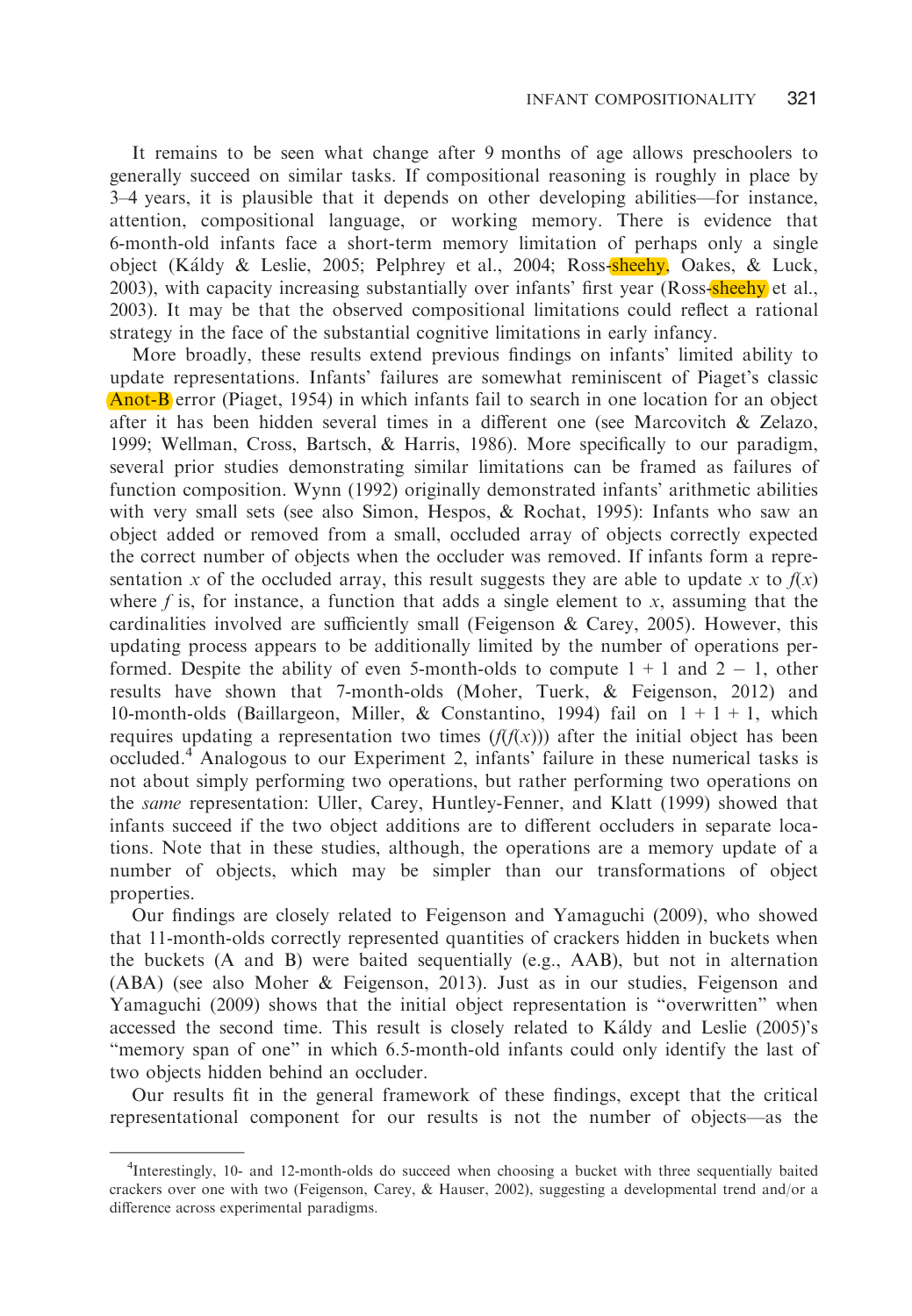It remains to be seen what change after 9 months of age allows preschoolers to generally succeed on similar tasks. If compositional reasoning is roughly in place by 3–4 years, it is plausible that it depends on other developing abilities—for instance, attention, compositional language, or working memory. There is evidence that 6-month-old infants face a short-term memory limitation of perhaps only a single object (Káldy & Leslie, 2005; Pelphrey et al., 2004; Ross-sheehy, Oakes, & Luck, 2003), with capacity increasing substantially over infants' first year (Ross-sheehy et al., 2003). It may be that the observed compositional limitations could reflect a rational strategy in the face of the substantial cognitive limitations in early infancy.

More broadly, these results extend previous findings on infants' limited ability to update representations. Infants' failures are somewhat reminiscent of Piaget's classic Anot-B error (Piaget, 1954) in which infants fail to search in one location for an object after it has been hidden several times in a different one (see Marcovitch & Zelazo, 1999; Wellman, Cross, Bartsch, & Harris, 1986). More specifically to our paradigm, several prior studies demonstrating similar limitations can be framed as failures of function composition. Wynn (1992) originally demonstrated infants' arithmetic abilities with very small sets (see also Simon, Hespos, & Rochat, 1995): Infants who saw an object added or removed from a small, occluded array of objects correctly expected the correct number of objects when the occluder was removed. If infants form a representation $x$ of the occluded array, this result suggests they are able to update $x$ to $f(x)$ where $f$ is, for instance, a function that adds a single element to $x$, assuming that the cardinalities involved are sufficiently small (Feigenson & Carey, 2005). However, this updating process appears to be additionally limited by the number of operations performed. Despite the ability of even 5-month-olds to compute $1 + 1$ and $2 - 1$, other results have shown that 7-month-olds (Moher, Tuerk, & Feigenson, 2012) and 10-month-olds (Baillargeon, Miller, & Constantino, 1994) fail on $1 + 1 + 1$, which requires updating a representation two times ($f(f(x))$) after the initial object has been occluded.[4] Analogous to our Experiment 2, infants' failure in these numerical tasks is not about simply performing two operations, but rather performing two operations on the *same* representation: Uller, Carey, Huntley-Fenner, and Klatt (1999) showed that infants succeed if the two object additions are to different occluders in separate locations. Note that in these studies, although, the operations are a memory update of a number of objects, which may be simpler than our transformations of object properties.

Our findings are closely related to Feigenson and Yamaguchi (2009), who showed that 11-month-olds correctly represented quantities of crackers hidden in buckets when the buckets (A and B) were baited sequentially (e.g., AAB), but not in alternation (ABA) (see also Moher & Feigenson, 2013). Just as in our studies, Feigenson and Yamaguchi (2009) shows that the initial object representation is "overwritten" when accessed the second time. This result is closely related to Káldy and Leslie (2005)'s "memory span of one" in which 6.5-month-old infants could only identify the last of two objects hidden behind an occluder.

Our results fit in the general framework of these findings, except that the critical representational component for our results is not the number of objects—as the

[4]Interestingly, 10- and 12-month-olds do succeed when choosing a bucket with three sequentially baited crackers over one with two (Feigenson, Carey, & Hauser, 2002), suggesting a developmental trend and/or a difference across experimental paradigms.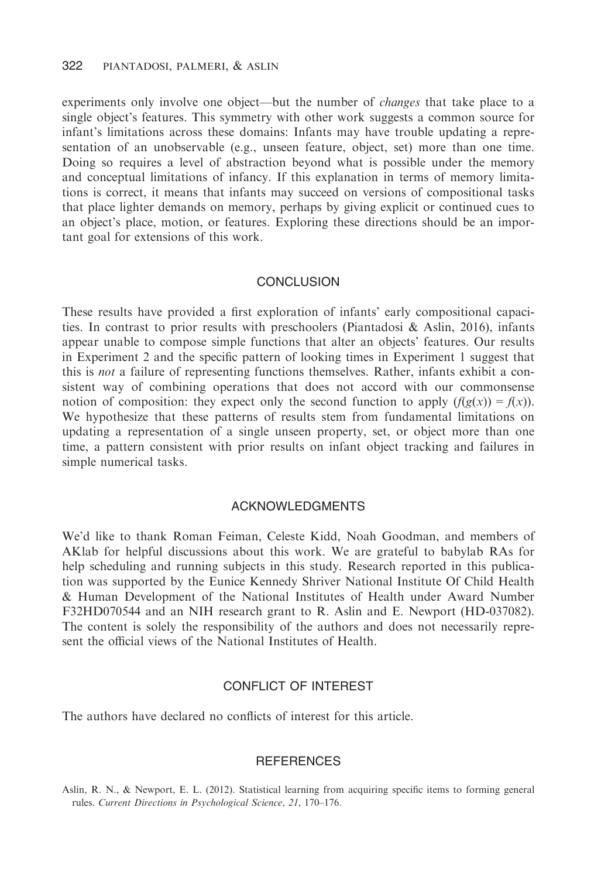experiments only involve one object—but the number of *changes* that take place to a single object's features. This symmetry with other work suggests a common source for infant's limitations across these domains: Infants may have trouble updating a representation of an unobservable (e.g., unseen feature, object, set) more than one time. Doing so requires a level of abstraction beyond what is possible under the memory and conceptual limitations of infancy. If this explanation in terms of memory limitations is correct, it means that infants may succeed on versions of compositional tasks that place lighter demands on memory, perhaps by giving explicit or continued cues to an object's place, motion, or features. Exploring these directions should be an important goal for extensions of this work.

## CONCLUSION

These results have provided a first exploration of infants' early compositional capacities. In contrast to prior results with preschoolers (Piantadosi & Aslin, 2016), infants appear unable to compose simple functions that alter an objects' features. Our results in Experiment 2 and the specific pattern of looking times in Experiment 1 suggest that this is *not* a failure of representing functions themselves. Rather, infants exhibit a consistent way of combining operations that does not accord with our commonsense notion of composition: they expect only the second function to apply ($f(g(x)) = f(x)$). We hypothesize that these patterns of results stem from fundamental limitations on updating a representation of a single unseen property, set, or object more than one time, a pattern consistent with prior results on infant object tracking and failures in simple numerical tasks.

## ACKNOWLEDGMENTS

We'd like to thank Roman Feiman, Celeste Kidd, Noah Goodman, and members of AKlab for helpful discussions about this work. We are grateful to babylab RAs for help scheduling and running subjects in this study. Research reported in this publication was supported by the Eunice Kennedy Shriver National Institute Of Child Health & Human Development of the National Institutes of Health under Award Number F32HD070544 and an NIH research grant to R. Aslin and E. Newport (HD-037082). The content is solely the responsibility of the authors and does not necessarily represent the official views of the National Institutes of Health.

## CONFLICT OF INTEREST

The authors have declared no conflicts of interest for this article.

## REFERENCES

Aslin, R. N., & Newport, E. L. (2012). Statistical learning from acquiring specific items to forming general rules. *Current Directions in Psychological Science*, *21*, 170–176.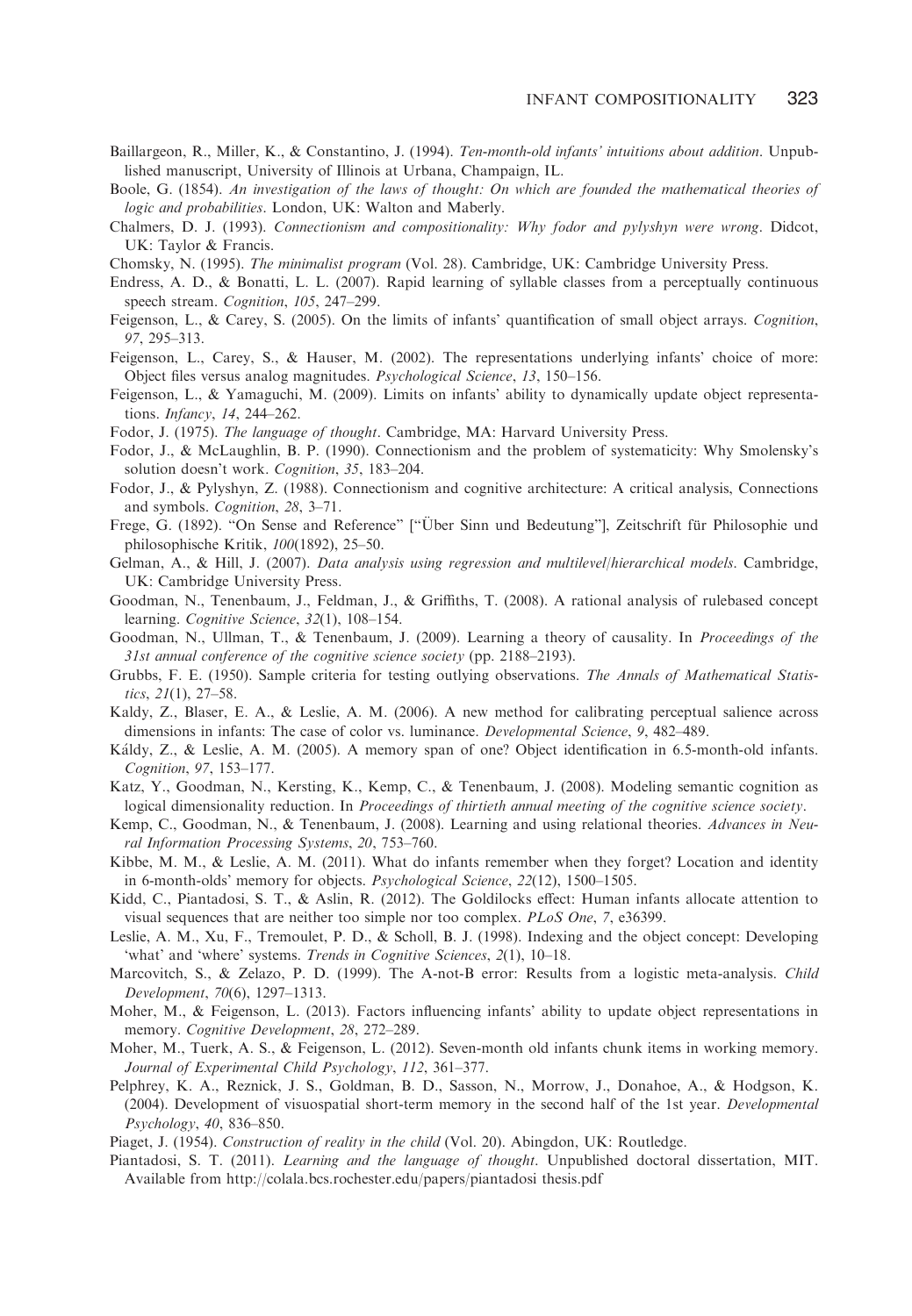Baillargeon, R., Miller, K., & Constantino, J. (1994). *Ten-month-old infants' intuitions about addition*. Unpublished manuscript, University of Illinois at Urbana, Champaign, IL.

Boole, G. (1854). *An investigation of the laws of thought: On which are founded the mathematical theories of logic and probabilities*. London, UK: Walton and Maberly.

Chalmers, D. J. (1993). *Connectionism and compositionality: Why fodor and pylyshyn were wrong*. Didcot, UK: Taylor & Francis.

Chomsky, N. (1995). *The minimalist program* (Vol. 28). Cambridge, UK: Cambridge University Press.

Endress, A. D., & Bonatti, L. L. (2007). Rapid learning of syllable classes from a perceptually continuous speech stream. *Cognition*, *105*, 247–299.

Feigenson, L., & Carey, S. (2005). On the limits of infants' quantification of small object arrays. *Cognition*, *97*, 295–313.

Feigenson, L., Carey, S., & Hauser, M. (2002). The representations underlying infants' choice of more: Object files versus analog magnitudes. *Psychological Science*, *13*, 150–156.

Feigenson, L., & Yamaguchi, M. (2009). Limits on infants' ability to dynamically update object representations. *Infancy*, *14*, 244–262.

Fodor, J. (1975). *The language of thought*. Cambridge, MA: Harvard University Press.

Fodor, J., & McLaughlin, B. P. (1990). Connectionism and the problem of systematicity: Why Smolensky's solution doesn't work. *Cognition*, *35*, 183–204.

Fodor, J., & Pylyshyn, Z. (1988). Connectionism and cognitive architecture: A critical analysis, Connections and symbols. *Cognition*, *28*, 3–71.

Frege, G. (1892). "On Sense and Reference" ["Über Sinn und Bedeutung"], Zeitschrift für Philosophie und philosophische Kritik, *100*(1892), 25–50.

Gelman, A., & Hill, J. (2007). *Data analysis using regression and multilevel/hierarchical models*. Cambridge, UK: Cambridge University Press.

Goodman, N., Tenenbaum, J., Feldman, J., & Griffiths, T. (2008). A rational analysis of rulebased concept learning. *Cognitive Science*, *32*(1), 108–154.

Goodman, N., Ullman, T., & Tenenbaum, J. (2009). Learning a theory of causality. In *Proceedings of the 31st annual conference of the cognitive science society* (pp. 2188–2193).

Grubbs, F. E. (1950). Sample criteria for testing outlying observations. *The Annals of Mathematical Statistics*, *21*(1), 27–58.

Kaldy, Z., Blaser, E. A., & Leslie, A. M. (2006). A new method for calibrating perceptual salience across dimensions in infants: The case of color vs. luminance. *Developmental Science*, *9*, 482–489.

Káldy, Z., & Leslie, A. M. (2005). A memory span of one? Object identification in 6.5-month-old infants. *Cognition*, *97*, 153–177.

Katz, Y., Goodman, N., Kersting, K., Kemp, C., & Tenenbaum, J. (2008). Modeling semantic cognition as logical dimensionality reduction. In *Proceedings of thirtieth annual meeting of the cognitive science society*.

Kemp, C., Goodman, N., & Tenenbaum, J. (2008). Learning and using relational theories. *Advances in Neural Information Processing Systems*, *20*, 753–760.

Kibbe, M. M., & Leslie, A. M. (2011). What do infants remember when they forget? Location and identity in 6-month-olds' memory for objects. *Psychological Science*, *22*(12), 1500–1505.

Kidd, C., Piantadosi, S. T., & Aslin, R. (2012). The Goldilocks effect: Human infants allocate attention to visual sequences that are neither too simple nor too complex. *PLoS One*, *7*, e36399.

Leslie, A. M., Xu, F., Tremoulet, P. D., & Scholl, B. J. (1998). Indexing and the object concept: Developing 'what' and 'where' systems. *Trends in Cognitive Sciences*, *2*(1), 10–18.

Marcovitch, S., & Zelazo, P. D. (1999). The A-not-B error: Results from a logistic meta-analysis. *Child Development*, *70*(6), 1297–1313.

Moher, M., & Feigenson, L. (2013). Factors influencing infants' ability to update object representations in memory. *Cognitive Development*, *28*, 272–289.

Moher, M., Tuerk, A. S., & Feigenson, L. (2012). Seven-month old infants chunk items in working memory. *Journal of Experimental Child Psychology*, *112*, 361–377.

Pelphrey, K. A., Reznick, J. S., Goldman, B. D., Sasson, N., Morrow, J., Donahoe, A., & Hodgson, K. (2004). Development of visuospatial short-term memory in the second half of the 1st year. *Developmental Psychology*, *40*, 836–850.

Piaget, J. (1954). *Construction of reality in the child* (Vol. 20). Abingdon, UK: Routledge.

Piantadosi, S. T. (2011). *Learning and the language of thought*. Unpublished doctoral dissertation, MIT. Available from http://colala.bcs.rochester.edu/papers/piantadosi thesis.pdf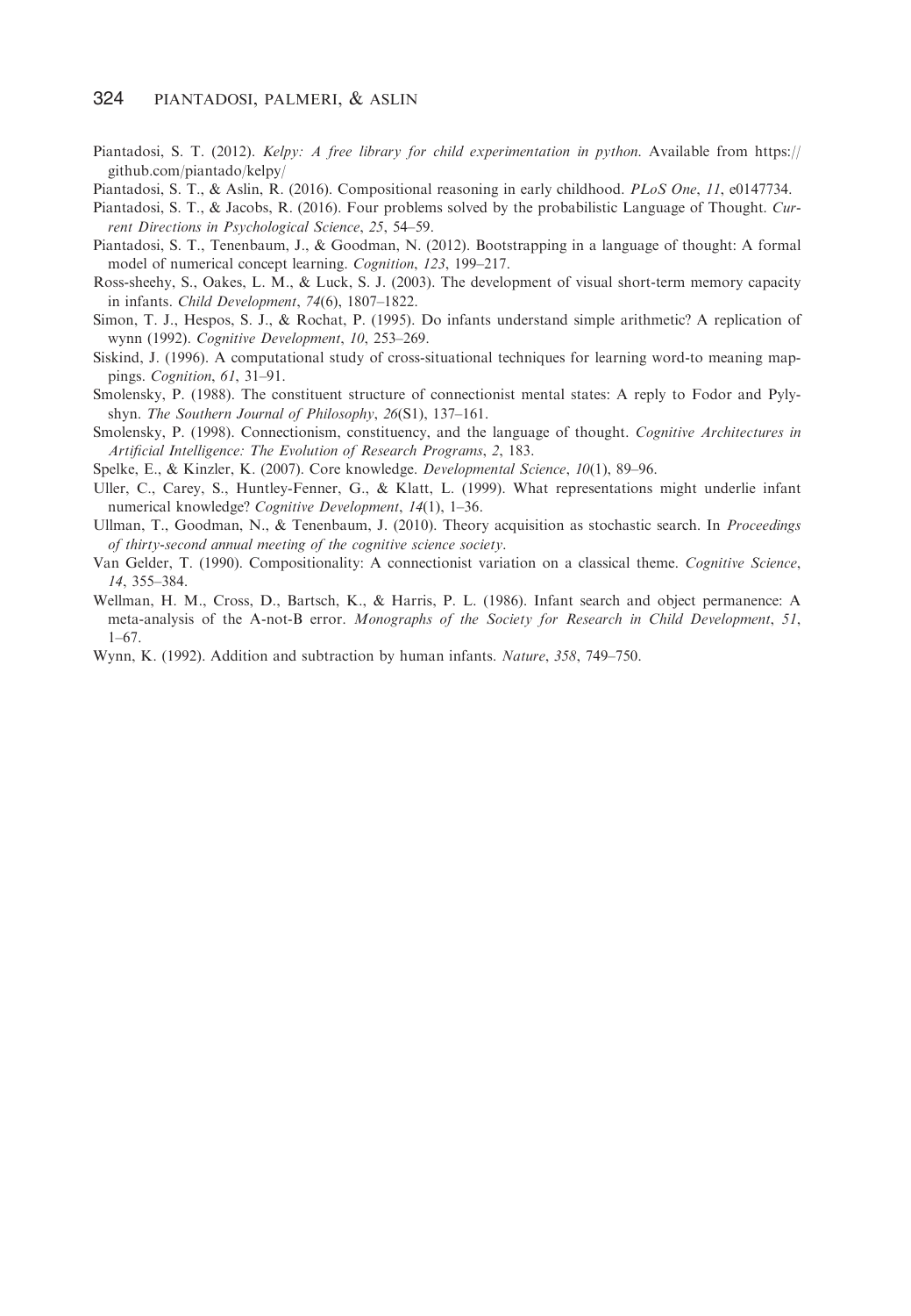Piantadosi, S. T. (2012). *Kelpy: A free library for child experimentation in python*. Available from https://github.com/piantado/kelpy/

Piantadosi, S. T., & Aslin, R. (2016). Compositional reasoning in early childhood. *PLoS One*, *11*, e0147734.

Piantadosi, S. T., & Jacobs, R. (2016). Four problems solved by the probabilistic Language of Thought. *Current Directions in Psychological Science*, *25*, 54–59.

Piantadosi, S. T., Tenenbaum, J., & Goodman, N. (2012). Bootstrapping in a language of thought: A formal model of numerical concept learning. *Cognition*, *123*, 199–217.

Ross-sheehy, S., Oakes, L. M., & Luck, S. J. (2003). The development of visual short-term memory capacity in infants. *Child Development*, *74*(6), 1807–1822.

Simon, T. J., Hespos, S. J., & Rochat, P. (1995). Do infants understand simple arithmetic? A replication of wynn (1992). *Cognitive Development*, *10*, 253–269.

Siskind, J. (1996). A computational study of cross-situational techniques for learning word-to meaning mappings. *Cognition*, *61*, 31–91.

Smolensky, P. (1988). The constituent structure of connectionist mental states: A reply to Fodor and Pylyshyn. *The Southern Journal of Philosophy*, *26*(S1), 137–161.

Smolensky, P. (1998). Connectionism, constituency, and the language of thought. *Cognitive Architectures in Artificial Intelligence: The Evolution of Research Programs*, *2*, 183.

Spelke, E., & Kinzler, K. (2007). Core knowledge. *Developmental Science*, *10*(1), 89–96.

Uller, C., Carey, S., Huntley-Fenner, G., & Klatt, L. (1999). What representations might underlie infant numerical knowledge? *Cognitive Development*, *14*(1), 1–36.

Ullman, T., Goodman, N., & Tenenbaum, J. (2010). Theory acquisition as stochastic search. In *Proceedings of thirty-second annual meeting of the cognitive science society*.

Van Gelder, T. (1990). Compositionality: A connectionist variation on a classical theme. *Cognitive Science*, *14*, 355–384.

Wellman, H. M., Cross, D., Bartsch, K., & Harris, P. L. (1986). Infant search and object permanence: A meta-analysis of the A-not-B error. *Monographs of the Society for Research in Child Development*, *51*, 1–67.

Wynn, K. (1992). Addition and subtraction by human infants. *Nature*, *358*, 749–750.